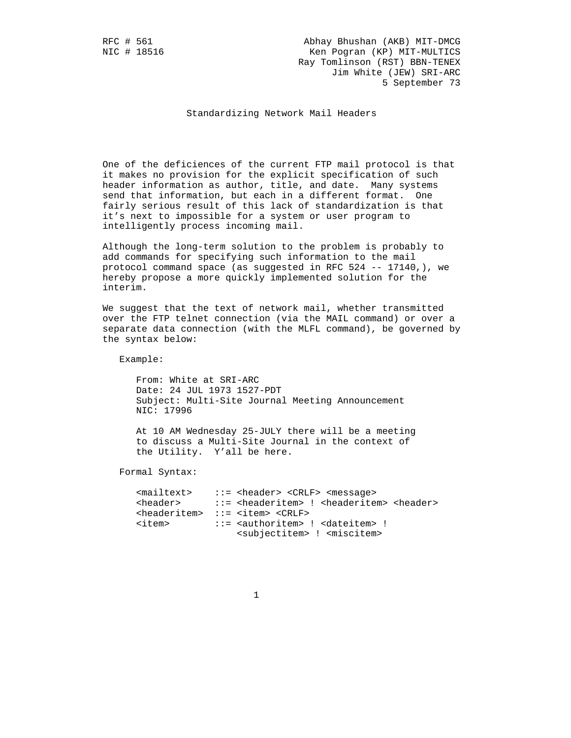RFC # 561 Abhay Bhushan (AKB) MIT-DMCG
NIC # 18516 Ken Pogran (KP) MIT-MULTICS
Ray Tomlinson (RST) BBN-TENEX
Jim White (JEW) SRI-ARC
5 September 73

# Standardizing Network Mail Headers

One of the deficiences of the current FTP mail protocol is that it makes no provision for the explicit specification of such header information as author, title, and date. Many systems send that information, but each in a different format. One fairly serious result of this lack of standardization is that it's next to impossible for a system or user program to intelligently process incoming mail.

Although the long-term solution to the problem is probably to add commands for specifying such information to the mail protocol command space (as suggested in RFC 524 -- 17140,), we hereby propose a more quickly implemented solution for the interim.

We suggest that the text of network mail, whether transmitted over the FTP telnet connection (via the MAIL command) or over a separate data connection (with the MLFL command), be governed by the syntax below:

Example:

```
From: White at SRI-ARC
Date: 24 JUL 1973 1527-PDT
Subject: Multi-Site Journal Meeting Announcement
NIC: 17996

At 10 AM Wednesday 25-JULY there will be a meeting
to discuss a Multi-Site Journal in the context of
the Utility.  Y'all be here.
```

Formal Syntax:

```
<mailtext>    ::= <header> <CRLF> <message>
<header>      ::= <headeritem> ! <headeritem> <header>
<headeritem>  ::= <item> <CRLF>
<item>        ::= <authoritem> ! <dateitem> !
                  <subjectitem> ! <miscitem>
```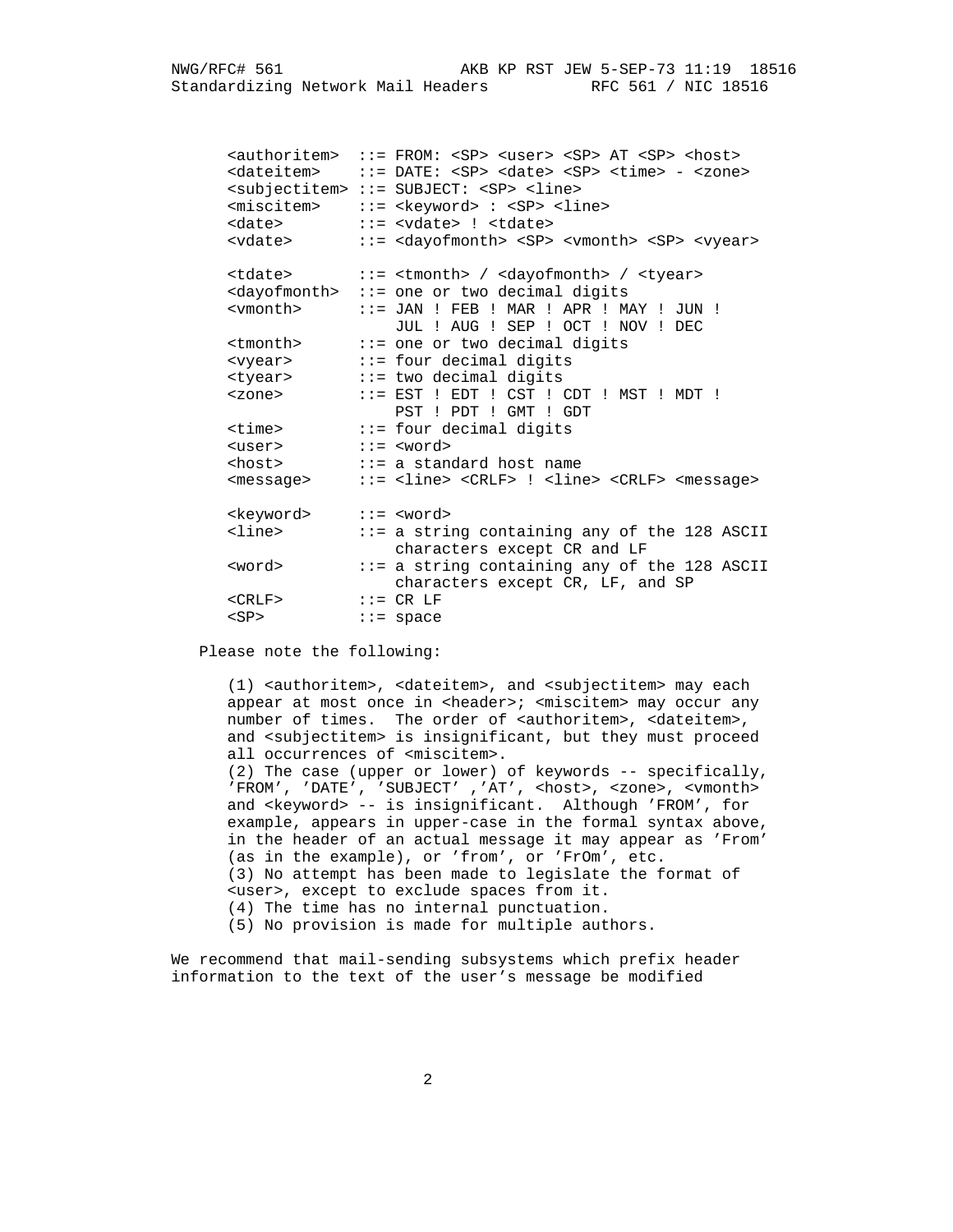```
<authoritem>  ::= FROM: <SP> <user> <SP> AT <SP> <host>
<dateitem>    ::= DATE: <SP> <date> <SP> <time> - <zone>
<subjectitem> ::= SUBJECT: <SP> <line>
<miscitem>    ::= <keyword> : <SP> <line>
<date>        ::= <vdate> ! <tdate>
<vdate>       ::= <dayofmonth> <SP> <vmonth> <SP> <vyear>

<tdate>       ::= <tmonth> / <dayofmonth> / <tyear>
<dayofmonth>  ::= one or two decimal digits
<vmonth>      ::= JAN ! FEB ! MAR ! APR ! MAY ! JUN !
                  JUL ! AUG ! SEP ! OCT ! NOV ! DEC
<tmonth>      ::= one or two decimal digits
<vyear>       ::= four decimal digits
<tyear>       ::= two decimal digits
<zone>        ::= EST ! EDT ! CST ! CDT ! MST ! MDT !
                  PST ! PDT ! GMT ! GDT
<time>        ::= four decimal digits
<user>        ::= <word>
<host>        ::= a standard host name
<message>     ::= <line> <CRLF> ! <line> <CRLF> <message>

<keyword>     ::= <word>
<line>        ::= a string containing any of the 128 ASCII
                  characters except CR and LF
<word>        ::= a string containing any of the 128 ASCII
                  characters except CR, LF, and SP
<CRLF>        ::= CR LF
<SP>          ::= space
```

Please note the following:

(1) <authoritem>, <dateitem>, and <subjectitem> may each appear at most once in <header>; <miscitem> may occur any number of times. The order of <authoritem>, <dateitem>, and <subjectitem> is insignificant, but they must proceed all occurrences of <miscitem>.
(2) The case (upper or lower) of keywords -- specifically, 'FROM', 'DATE', 'SUBJECT' ,'AT', <host>, <zone>, <vmonth> and <keyword> -- is insignificant. Although 'FROM', for example, appears in upper-case in the formal syntax above, in the header of an actual message it may appear as 'From' (as in the example), or 'from', or 'FrOm', etc.
(3) No attempt has been made to legislate the format of <user>, except to exclude spaces from it.
(4) The time has no internal punctuation.
(5) No provision is made for multiple authors.

We recommend that mail-sending subsystems which prefix header information to the text of the user's message be modified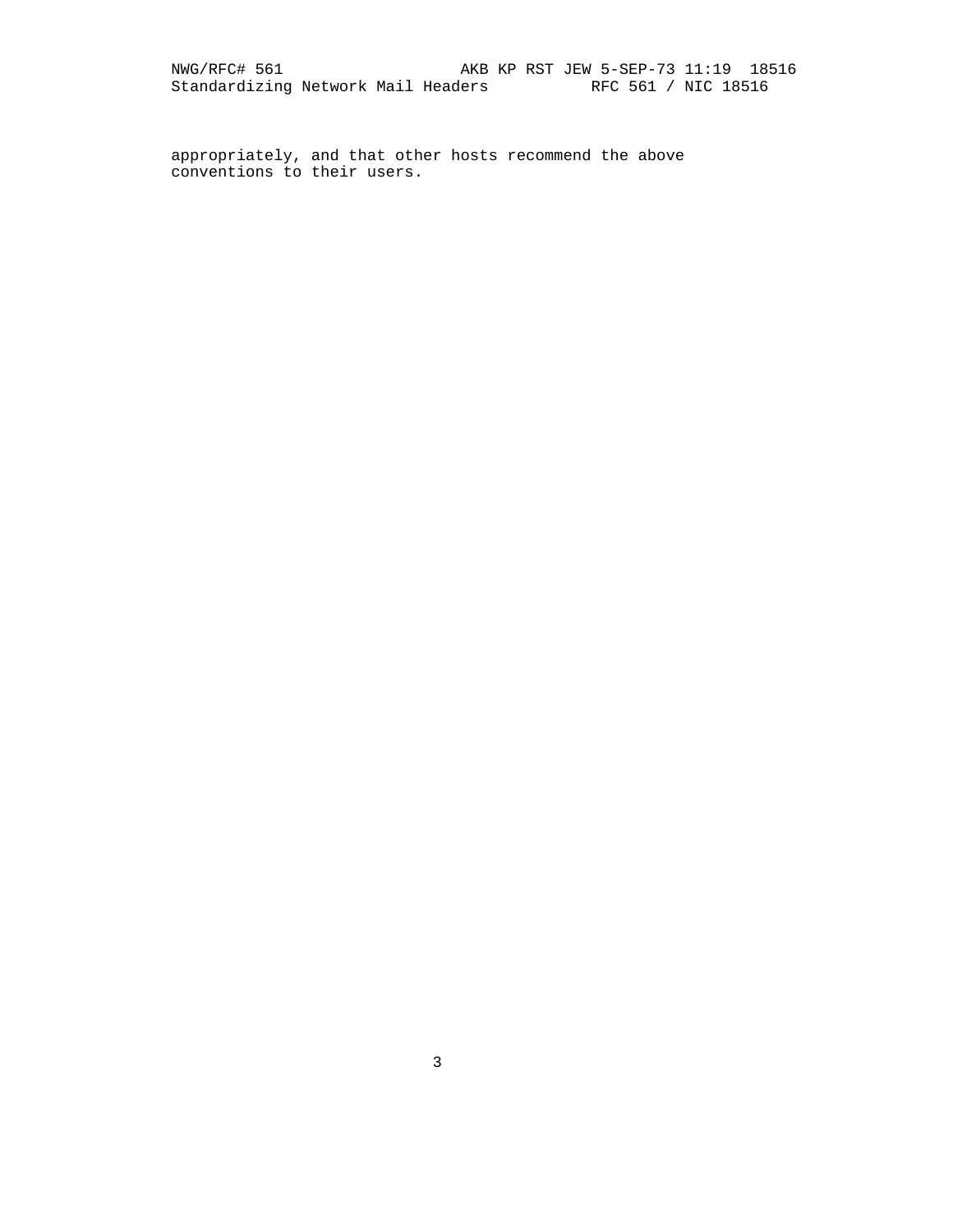appropriately, and that other hosts recommend the above conventions to their users.